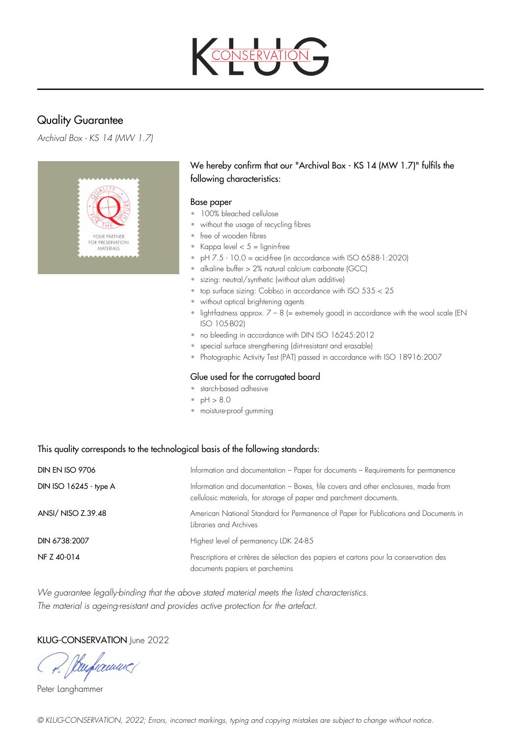# Quality Guarantee

*Archival Box - KS 14 (MW 1.7)*

We hereby confirm that our "Archival Box - KS 14 (MW 1.7)" fulfils the following characteristics:

## Base paper

- 100% bleached cellulose
- without the usage of recycling fibres
- free of wooden fibres
- Kappa level < 5 = lignin-free
- pH 7.5 - 10.0 = acid-free (in accordance with ISO 6588-1:2020)
- alkaline buffer > 2% natural calcium carbonate (GCC)
- sizing: neutral/synthetic (without alum additive)
- top surface sizing: $Cobb_{60}$ in accordance with ISO 535 < 25
- without optical brightening agents
- light-fastness approx. 7 – 8 (= extremely good) in accordance with the wool scale (EN ISO 105-B02)
- no bleeding in accordance with DIN ISO 16245:2012
- special surface strengthening (dirt-resistant and erasable)
- Photographic Activity Test (PAT) passed in accordance with ISO 18916:2007

## Glue used for the corrugated board

- starch-based adhesive
- pH > 8.0
- moisture-proof gumming

This quality corresponds to the technological basis of the following standards:

| | |
|---|---|
| DIN EN ISO 9706 | Information and documentation – Paper for documents – Requirements for permanence |
| DIN ISO 16245 - type A | Information and documentation – Boxes, file covers and other enclosures, made from cellulosic materials, for storage of paper and parchment documents. |
| ANSI/ NISO Z.39.48 | American National Standard for Permanence of Paper for Publications and Documents in Libraries and Archives |
| DIN 6738:2007 | Highest level of permanency LDK 24-85 |
| NF Z 40-014 | Prescriptions et critères de sélection des papiers et cartons pour la conservation des documents papiers et parchemins |

*We guarantee legally-binding that the above stated material meets the listed characteristics.*
*The material is ageing-resistant and provides active protection for the artefact.*

KLUG-CONSERVATION June 2022

Peter Langhammer

*© KLUG-CONSERVATION, 2022; Errors, incorrect markings, typing and copying mistakes are subject to change without notice.*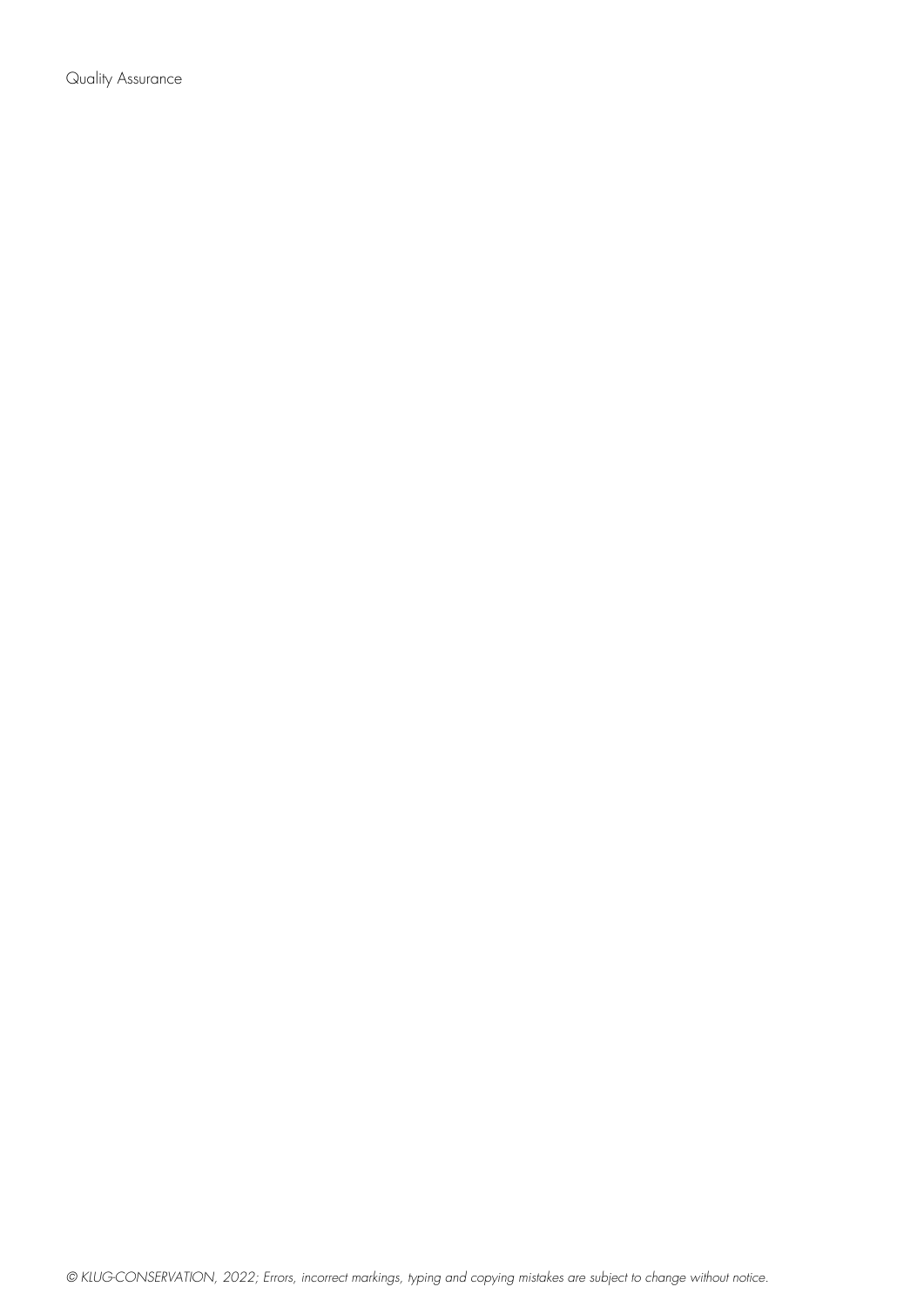Quality Assurance